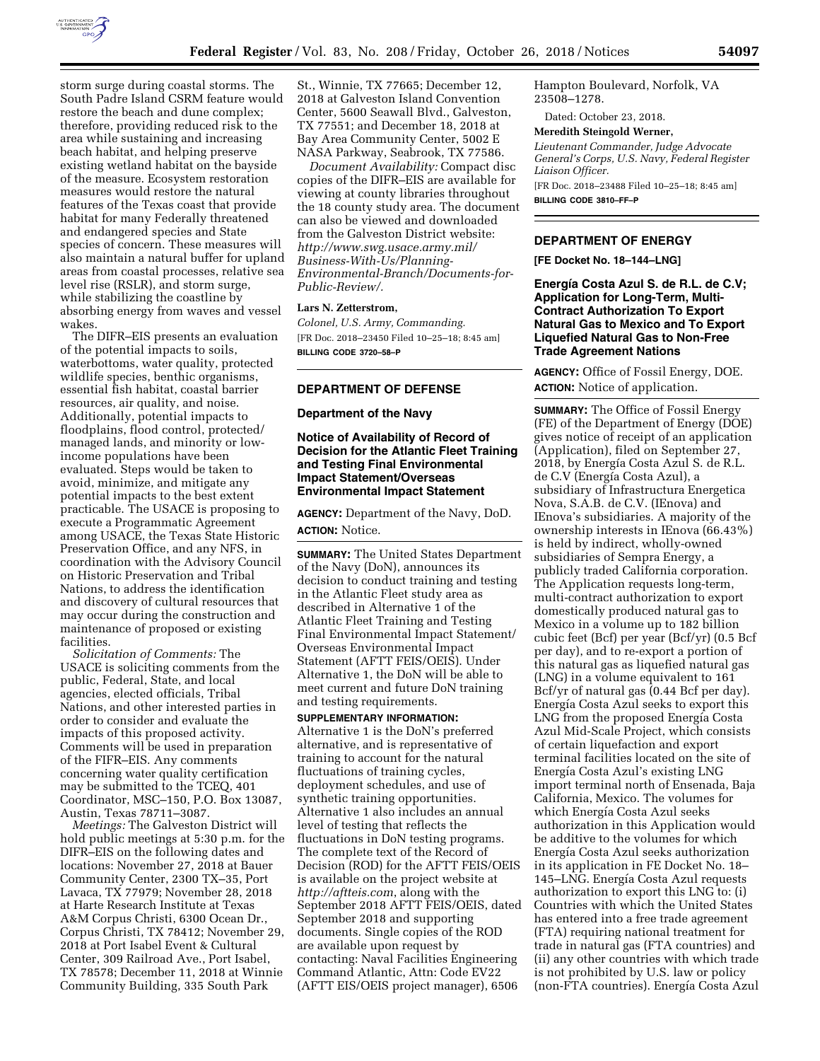storm surge during coastal storms. The South Padre Island CSRM feature would restore the beach and dune complex; therefore, providing reduced risk to the area while sustaining and increasing beach habitat, and helping preserve existing wetland habitat on the bayside of the measure. Ecosystem restoration measures would restore the natural features of the Texas coast that provide habitat for many Federally threatened and endangered species and State species of concern. These measures will also maintain a natural buffer for upland areas from coastal processes, relative sea level rise (RSLR), and storm surge, while stabilizing the coastline by absorbing energy from waves and vessel wakes.

The DIFR–EIS presents an evaluation of the potential impacts to soils, waterbottoms, water quality, protected wildlife species, benthic organisms, essential fish habitat, coastal barrier resources, air quality, and noise. Additionally, potential impacts to floodplains, flood control, protected/managed lands, and minority or low-income populations have been evaluated. Steps would be taken to avoid, minimize, and mitigate any potential impacts to the best extent practicable. The USACE is proposing to execute a Programmatic Agreement among USACE, the Texas State Historic Preservation Office, and any NFS, in coordination with the Advisory Council on Historic Preservation and Tribal Nations, to address the identification and discovery of cultural resources that may occur during the construction and maintenance of proposed or existing facilities.

*Solicitation of Comments:* The USACE is soliciting comments from the public, Federal, State, and local agencies, elected officials, Tribal Nations, and other interested parties in order to consider and evaluate the impacts of this proposed activity. Comments will be used in preparation of the FIFR–EIS. Any comments concerning water quality certification may be submitted to the TCEQ, 401 Coordinator, MSC–150, P.O. Box 13087, Austin, Texas 78711–3087.

*Meetings:* The Galveston District will hold public meetings at 5:30 p.m. for the DIFR–EIS on the following dates and locations: November 27, 2018 at Bauer Community Center, 2300 TX–35, Port Lavaca, TX 77979; November 28, 2018 at Harte Research Institute at Texas A&M Corpus Christi, 6300 Ocean Dr., Corpus Christi, TX 78412; November 29, 2018 at Port Isabel Event & Cultural Center, 309 Railroad Ave., Port Isabel, TX 78578; December 11, 2018 at Winnie Community Building, 335 South Park St., Winnie, TX 77665; December 12, 2018 at Galveston Island Convention Center, 5600 Seawall Blvd., Galveston, TX 77551; and December 18, 2018 at Bay Area Community Center, 5002 E NASA Parkway, Seabrook, TX 77586.

*Document Availability:* Compact disc copies of the DIFR–EIS are available for viewing at county libraries throughout the 18 county study area. The document can also be viewed and downloaded from the Galveston District website: *http://www.swg.usace.army.mil/Business-With-Us/Planning-Environmental-Branch/Documents-for-Public-Review/.*

**Lars N. Zetterstrom,**

*Colonel, U.S. Army, Commanding.*

[FR Doc. 2018–23450 Filed 10–25–18; 8:45 am]

**BILLING CODE 3720–58–P**

## DEPARTMENT OF DEFENSE

### Department of the Navy

### Notice of Availability of Record of Decision for the Atlantic Fleet Training and Testing Final Environmental Impact Statement/Overseas Environmental Impact Statement

**AGENCY:** Department of the Navy, DoD.

**ACTION:** Notice.

**SUMMARY:** The United States Department of the Navy (DoN), announces its decision to conduct training and testing in the Atlantic Fleet study area as described in Alternative 1 of the Atlantic Fleet Training and Testing Final Environmental Impact Statement/Overseas Environmental Impact Statement (AFTT FEIS/OEIS). Under Alternative 1, the DoN will be able to meet current and future DoN training and testing requirements.

**SUPPLEMENTARY INFORMATION:** Alternative 1 is the DoN's preferred alternative, and is representative of training to account for the natural fluctuations of training cycles, deployment schedules, and use of synthetic training opportunities. Alternative 1 also includes an annual level of testing that reflects the fluctuations in DoN testing programs. The complete text of the Record of Decision (ROD) for the AFTT FEIS/OEIS is available on the project website at *http://aftteis.com*, along with the September 2018 AFTT FEIS/OEIS, dated September 2018 and supporting documents. Single copies of the ROD are available upon request by contacting: Naval Facilities Engineering Command Atlantic, Attn: Code EV22 (AFTT EIS/OEIS project manager), 6506 Hampton Boulevard, Norfolk, VA 23508–1278.

Dated: October 23, 2018.

**Meredith Steingold Werner,**

*Lieutenant Commander, Judge Advocate General's Corps, U.S. Navy, Federal Register Liaison Officer.*

[FR Doc. 2018–23488 Filed 10–25–18; 8:45 am]

**BILLING CODE 3810–FF–P**

## DEPARTMENT OF ENERGY

**[FE Docket No. 18–144–LNG]**

### Energía Costa Azul S. de R.L. de C.V; Application for Long-Term, Multi-Contract Authorization To Export Natural Gas to Mexico and To Export Liquefied Natural Gas to Non-Free Trade Agreement Nations

**AGENCY:** Office of Fossil Energy, DOE.

**ACTION:** Notice of application.

**SUMMARY:** The Office of Fossil Energy (FE) of the Department of Energy (DOE) gives notice of receipt of an application (Application), filed on September 27, 2018, by Energía Costa Azul S. de R.L. de C.V (Energía Costa Azul), a subsidiary of Infrastructura Energetica Nova, S.A.B. de C.V. (IEnova) and IEnova's subsidiaries. A majority of the ownership interests in IEnova (66.43%) is held by indirect, wholly-owned subsidiaries of Sempra Energy, a publicly traded California corporation. The Application requests long-term, multi-contract authorization to export domestically produced natural gas to Mexico in a volume up to 182 billion cubic feet (Bcf) per year (Bcf/yr) (0.5 Bcf per day), and to re-export a portion of this natural gas as liquefied natural gas (LNG) in a volume equivalent to 161 Bcf/yr of natural gas (0.44 Bcf per day). Energía Costa Azul seeks to export this LNG from the proposed Energía Costa Azul Mid-Scale Project, which consists of certain liquefaction and export terminal facilities located on the site of Energía Costa Azul's existing LNG import terminal north of Ensenada, Baja California, Mexico. The volumes for which Energía Costa Azul seeks authorization in this Application would be additive to the volumes for which Energía Costa Azul seeks authorization in its application in FE Docket No. 18–145–LNG. Energía Costa Azul requests authorization to export this LNG to: (i) Countries with which the United States has entered into a free trade agreement (FTA) requiring national treatment for trade in natural gas (FTA countries) and (ii) any other countries with which trade is not prohibited by U.S. law or policy (non-FTA countries). Energía Costa Azul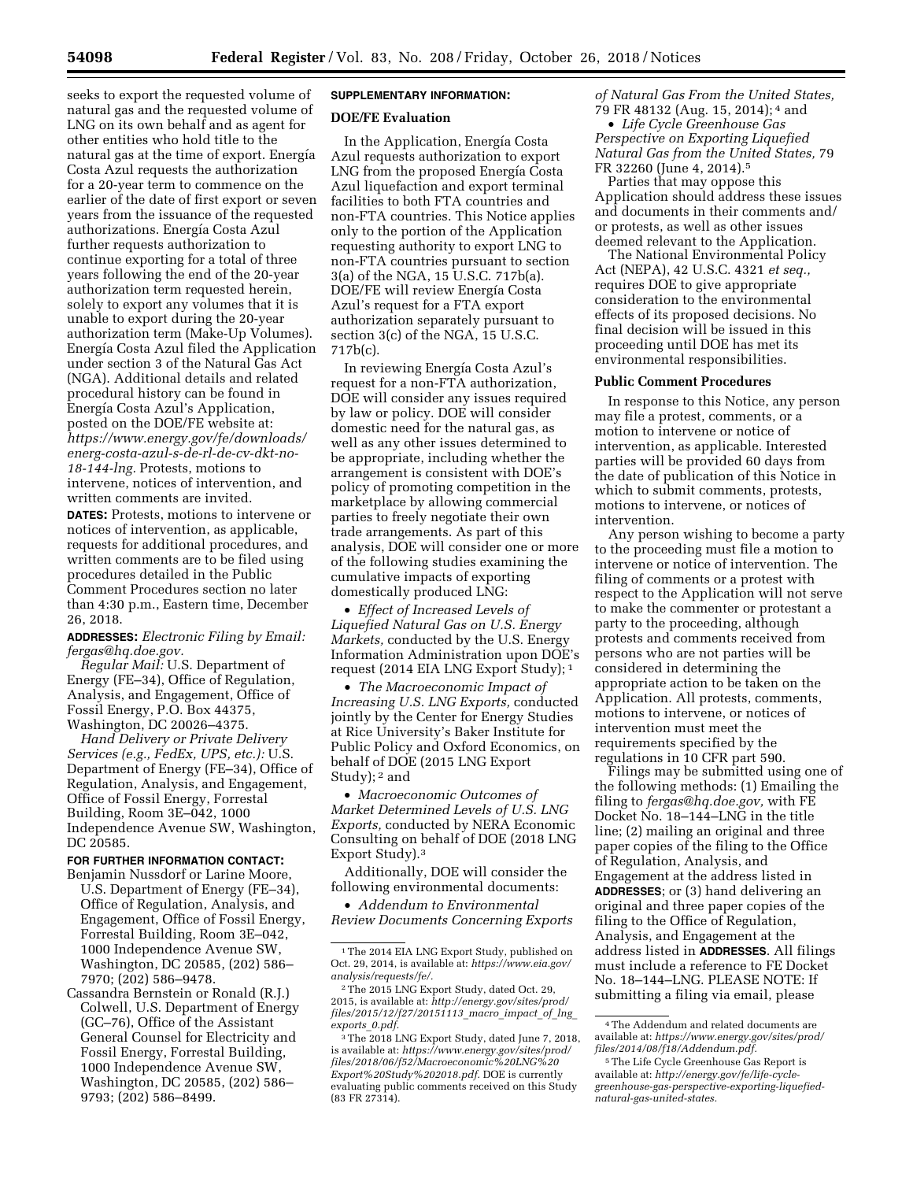seeks to export the requested volume of natural gas and the requested volume of LNG on its own behalf and as agent for other entities who hold title to the natural gas at the time of export. Energía Costa Azul requests the authorization for a 20-year term to commence on the earlier of the date of first export or seven years from the issuance of the requested authorizations. Energía Costa Azul further requests authorization to continue exporting for a total of three years following the end of the 20-year authorization term requested herein, solely to export any volumes that it is unable to export during the 20-year authorization term (Make-Up Volumes). Energía Costa Azul filed the Application under section 3 of the Natural Gas Act (NGA). Additional details and related procedural history can be found in Energía Costa Azul's Application, posted on the DOE/FE website at: *https://www.energy.gov/fe/downloads/energ-costa-azul-s-de-rl-de-cv-dkt-no-18-144-lng.* Protests, motions to intervene, notices of intervention, and written comments are invited.

**DATES:** Protests, motions to intervene or notices of intervention, as applicable, requests for additional procedures, and written comments are to be filed using procedures detailed in the Public Comment Procedures section no later than 4:30 p.m., Eastern time, December 26, 2018.

**ADDRESSES:** *Electronic Filing by Email: fergas@hq.doe.gov.*

*Regular Mail:* U.S. Department of Energy (FE–34), Office of Regulation, Analysis, and Engagement, Office of Fossil Energy, P.O. Box 44375, Washington, DC 20026–4375.

*Hand Delivery or Private Delivery Services (e.g., FedEx, UPS, etc.):* U.S. Department of Energy (FE–34), Office of Regulation, Analysis, and Engagement, Office of Fossil Energy, Forrestal Building, Room 3E–042, 1000 Independence Avenue SW, Washington, DC 20585.

**FOR FURTHER INFORMATION CONTACT:**

Benjamin Nussdorf or Larine Moore, U.S. Department of Energy (FE–34), Office of Regulation, Analysis, and Engagement, Office of Fossil Energy, Forrestal Building, Room 3E–042, 1000 Independence Avenue SW, Washington, DC 20585, (202) 586–7970; (202) 586–9478.

Cassandra Bernstein or Ronald (R.J.) Colwell, U.S. Department of Energy (GC–76), Office of the Assistant General Counsel for Electricity and Fossil Energy, Forrestal Building, 1000 Independence Avenue SW, Washington, DC 20585, (202) 586–9793; (202) 586–8499.

**SUPPLEMENTARY INFORMATION:**

## DOE/FE Evaluation

In the Application, Energía Costa Azul requests authorization to export LNG from the proposed Energía Costa Azul liquefaction and export terminal facilities to both FTA countries and non-FTA countries. This Notice applies only to the portion of the Application requesting authority to export LNG to non-FTA countries pursuant to section 3(a) of the NGA, 15 U.S.C. 717b(a). DOE/FE will review Energía Costa Azul's request for a FTA export authorization separately pursuant to section 3(c) of the NGA, 15 U.S.C. 717b(c).

In reviewing Energía Costa Azul's request for a non-FTA authorization, DOE will consider any issues required by law or policy. DOE will consider domestic need for the natural gas, as well as any other issues determined to be appropriate, including whether the arrangement is consistent with DOE's policy of promoting competition in the marketplace by allowing commercial parties to freely negotiate their own trade arrangements. As part of this analysis, DOE will consider one or more of the following studies examining the cumulative impacts of exporting domestically produced LNG:

- *Effect of Increased Levels of Liquefied Natural Gas on U.S. Energy Markets,* conducted by the U.S. Energy Information Administration upon DOE's request (2014 EIA LNG Export Study); [1]
- *The Macroeconomic Impact of Increasing U.S. LNG Exports,* conducted jointly by the Center for Energy Studies at Rice University's Baker Institute for Public Policy and Oxford Economics, on behalf of DOE (2015 LNG Export Study); [2] and
- *Macroeconomic Outcomes of Market Determined Levels of U.S. LNG Exports,* conducted by NERA Economic Consulting on behalf of DOE (2018 LNG Export Study).[3]

Additionally, DOE will consider the following environmental documents:

- *Addendum to Environmental Review Documents Concerning Exports of Natural Gas From the United States,* 79 FR 48132 (Aug. 15, 2014); [4] and
- *Life Cycle Greenhouse Gas Perspective on Exporting Liquefied Natural Gas from the United States,* 79 FR 32260 (June 4, 2014).[5]

Parties that may oppose this Application should address these issues and documents in their comments and/or protests, as well as other issues deemed relevant to the Application.

The National Environmental Policy Act (NEPA), 42 U.S.C. 4321 *et seq.,* requires DOE to give appropriate consideration to the environmental effects of its proposed decisions. No final decision will be issued in this proceeding until DOE has met its environmental responsibilities.

## Public Comment Procedures

In response to this Notice, any person may file a protest, comments, or a motion to intervene or notice of intervention, as applicable. Interested parties will be provided 60 days from the date of publication of this Notice in which to submit comments, protests, motions to intervene, or notices of intervention.

Any person wishing to become a party to the proceeding must file a motion to intervene or notice of intervention. The filing of comments or a protest with respect to the Application will not serve to make the commenter or protestant a party to the proceeding, although protests and comments received from persons who are not parties will be considered in determining the appropriate action to be taken on the Application. All protests, comments, motions to intervene, or notices of intervention must meet the requirements specified by the regulations in 10 CFR part 590.

Filings may be submitted using one of the following methods: (1) Emailing the filing to *fergas@hq.doe.gov,* with FE Docket No. 18–144–LNG in the title line; (2) mailing an original and three paper copies of the filing to the Office of Regulation, Analysis, and Engagement at the address listed in **ADDRESSES**; or (3) hand delivering an original and three paper copies of the filing to the Office of Regulation, Analysis, and Engagement at the address listed in **ADDRESSES**. All filings must include a reference to FE Docket No. 18–144–LNG. PLEASE NOTE: If submitting a filing via email, please

---

[1] The 2014 EIA LNG Export Study, published on Oct. 29, 2014, is available at: *https://www.eia.gov/analysis/requests/fe/.*

[2] The 2015 LNG Export Study, dated Oct. 29, 2015, is available at: *http://energy.gov/sites/prod/files/2015/12/f27/20151113_macro_impact_of_lng_exports_0.pdf.*

[3] The 2018 LNG Export Study, dated June 7, 2018, is available at: *https://www.energy.gov/sites/prod/files/2018/06/f52/Macroeconomic%20LNG%20Export%20Study%202018.pdf.* DOE is currently evaluating public comments received on this Study (83 FR 27314).

[4] The Addendum and related documents are available at: *https://www.energy.gov/sites/prod/files/2014/08/f18/Addendum.pdf.*

[5] The Life Cycle Greenhouse Gas Report is available at: *http://energy.gov/fe/life-cycle-greenhouse-gas-perspective-exporting-liquefied-natural-gas-united-states.*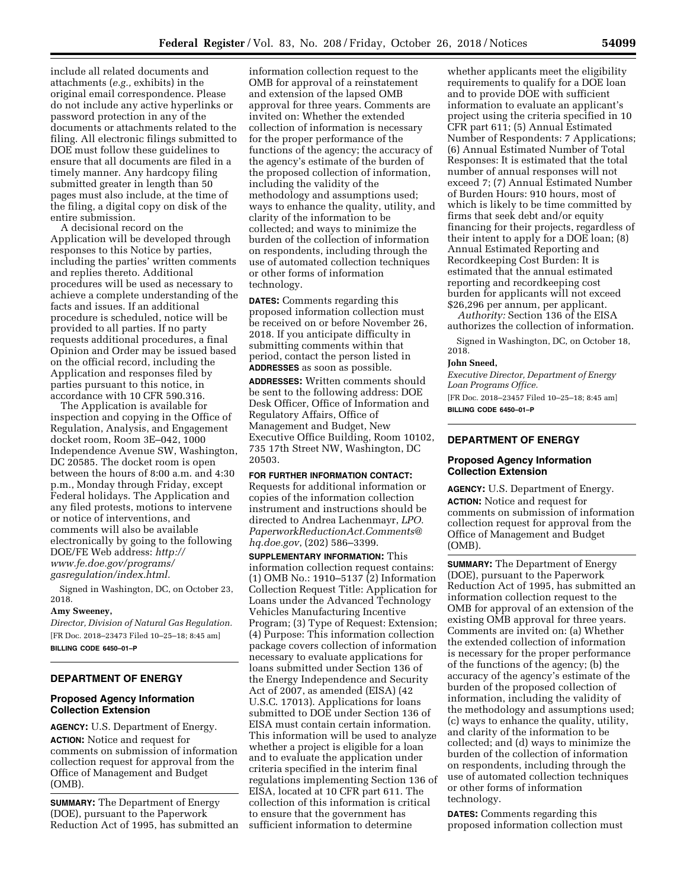include all related documents and attachments (*e.g.,* exhibits) in the original email correspondence. Please do not include any active hyperlinks or password protection in any of the documents or attachments related to the filing. All electronic filings submitted to DOE must follow these guidelines to ensure that all documents are filed in a timely manner. Any hardcopy filing submitted greater in length than 50 pages must also include, at the time of the filing, a digital copy on disk of the entire submission.

A decisional record on the Application will be developed through responses to this Notice by parties, including the parties' written comments and replies thereto. Additional procedures will be used as necessary to achieve a complete understanding of the facts and issues. If an additional procedure is scheduled, notice will be provided to all parties. If no party requests additional procedures, a final Opinion and Order may be issued based on the official record, including the Application and responses filed by parties pursuant to this notice, in accordance with 10 CFR 590.316.

The Application is available for inspection and copying in the Office of Regulation, Analysis, and Engagement docket room, Room 3E–042, 1000 Independence Avenue SW, Washington, DC 20585. The docket room is open between the hours of 8:00 a.m. and 4:30 p.m., Monday through Friday, except Federal holidays. The Application and any filed protests, motions to intervene or notice of interventions, and comments will also be available electronically by going to the following DOE/FE Web address: *http://www.fe.doe.gov/programs/gasregulation/index.html.*

Signed in Washington, DC, on October 23, 2018.

**Amy Sweeney,**

*Director, Division of Natural Gas Regulation.*

[FR Doc. 2018–23473 Filed 10–25–18; 8:45 am]

**BILLING CODE 6450–01–P**

## DEPARTMENT OF ENERGY

### Proposed Agency Information Collection Extension

**AGENCY:** U.S. Department of Energy.

**ACTION:** Notice and request for comments on submission of information collection request for approval from the Office of Management and Budget (OMB).

**SUMMARY:** The Department of Energy (DOE), pursuant to the Paperwork Reduction Act of 1995, has submitted an information collection request to the OMB for approval of a reinstatement and extension of the lapsed OMB approval for three years. Comments are invited on: Whether the extended collection of information is necessary for the proper performance of the functions of the agency; the accuracy of the agency's estimate of the burden of the proposed collection of information, including the validity of the methodology and assumptions used; ways to enhance the quality, utility, and clarity of the information to be collected; and ways to minimize the burden of the collection of information on respondents, including through the use of automated collection techniques or other forms of information technology.

**DATES:** Comments regarding this proposed information collection must be received on or before November 26, 2018. If you anticipate difficulty in submitting comments within that period, contact the person listed in **ADDRESSES** as soon as possible.

**ADDRESSES:** Written comments should be sent to the following address: DOE Desk Officer, Office of Information and Regulatory Affairs, Office of Management and Budget, New Executive Office Building, Room 10102, 735 17th Street NW, Washington, DC 20503.

**FOR FURTHER INFORMATION CONTACT:** Requests for additional information or copies of the information collection instrument and instructions should be directed to Andrea Lachenmayr, *LPO.PaperworkReductionAct.Comments@hq.doe.gov*, (202) 586–3399.

**SUPPLEMENTARY INFORMATION:** This information collection request contains: (1) OMB No.: 1910–5137 (2) Information Collection Request Title: Application for Loans under the Advanced Technology Vehicles Manufacturing Incentive Program; (3) Type of Request: Extension; (4) Purpose: This information collection package covers collection of information necessary to evaluate applications for loans submitted under Section 136 of the Energy Independence and Security Act of 2007, as amended (EISA) (42 U.S.C. 17013). Applications for loans submitted to DOE under Section 136 of EISA must contain certain information. This information will be used to analyze whether a project is eligible for a loan and to evaluate the application under criteria specified in the interim final regulations implementing Section 136 of EISA, located at 10 CFR part 611. The collection of this information is critical to ensure that the government has sufficient information to determine whether applicants meet the eligibility requirements to qualify for a DOE loan and to provide DOE with sufficient information to evaluate an applicant's project using the criteria specified in 10 CFR part 611; (5) Annual Estimated Number of Respondents: 7 Applications; (6) Annual Estimated Number of Total Responses: It is estimated that the total number of annual responses will not exceed 7; (7) Annual Estimated Number of Burden Hours: 910 hours, most of which is likely to be time committed by firms that seek debt and/or equity financing for their projects, regardless of their intent to apply for a DOE loan; (8) Annual Estimated Reporting and Recordkeeping Cost Burden: It is estimated that the annual estimated reporting and recordkeeping cost burden for applicants will not exceed $26,296 per annum, per applicant.

*Authority:* Section 136 of the EISA authorizes the collection of information.

Signed in Washington, DC, on October 18, 2018.

**John Sneed,**

*Executive Director, Department of Energy Loan Programs Office.*

[FR Doc. 2018–23457 Filed 10–25–18; 8:45 am]

**BILLING CODE 6450–01–P**

## DEPARTMENT OF ENERGY

### Proposed Agency Information Collection Extension

**AGENCY:** U.S. Department of Energy.

**ACTION:** Notice and request for comments on submission of information collection request for approval from the Office of Management and Budget (OMB).

**SUMMARY:** The Department of Energy (DOE), pursuant to the Paperwork Reduction Act of 1995, has submitted an information collection request to the OMB for approval of an extension of the existing OMB approval for three years. Comments are invited on: (a) Whether the extended collection of information is necessary for the proper performance of the functions of the agency; (b) the accuracy of the agency's estimate of the burden of the proposed collection of information, including the validity of the methodology and assumptions used; (c) ways to enhance the quality, utility, and clarity of the information to be collected; and (d) ways to minimize the burden of the collection of information on respondents, including through the use of automated collection techniques or other forms of information technology.

**DATES:** Comments regarding this proposed information collection must